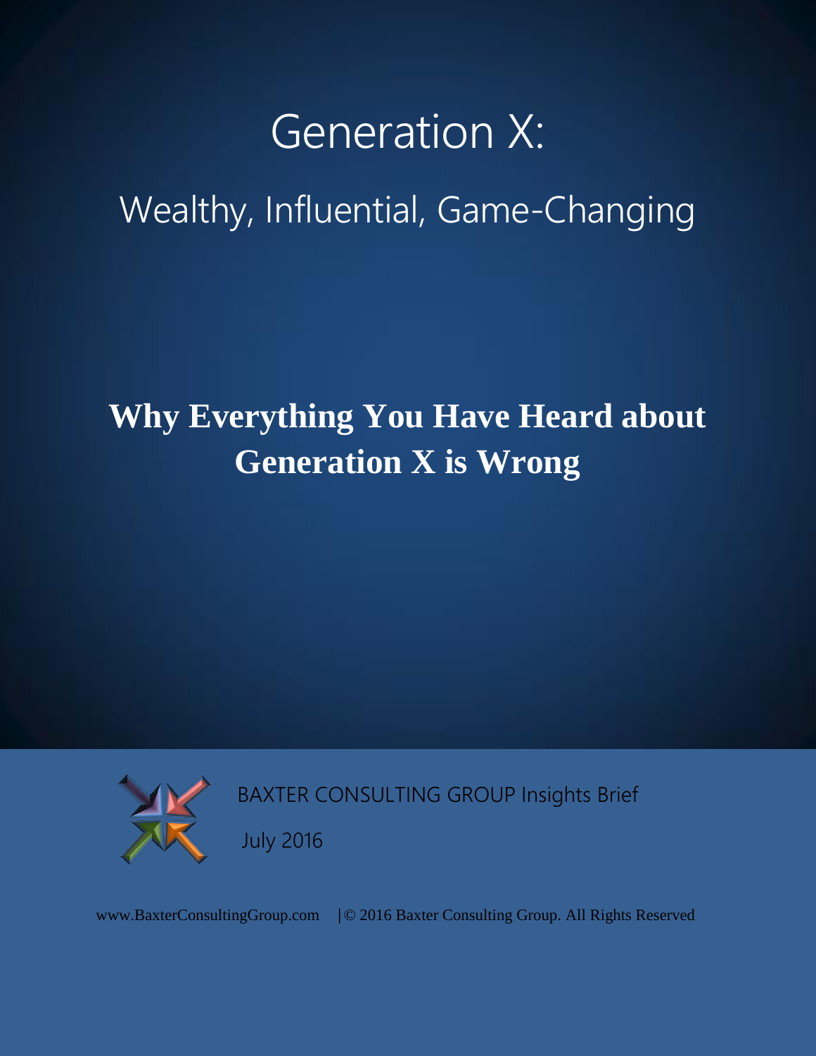# Generation X:

## Wealthy, Influential, Game-Changing

**Why Everything You Have Heard about Generation X is Wrong**

BAXTER CONSULTING GROUP Insights Brief

July 2016

www.BaxterConsultingGroup.com | © 2016 Baxter Consulting Group. All Rights Reserved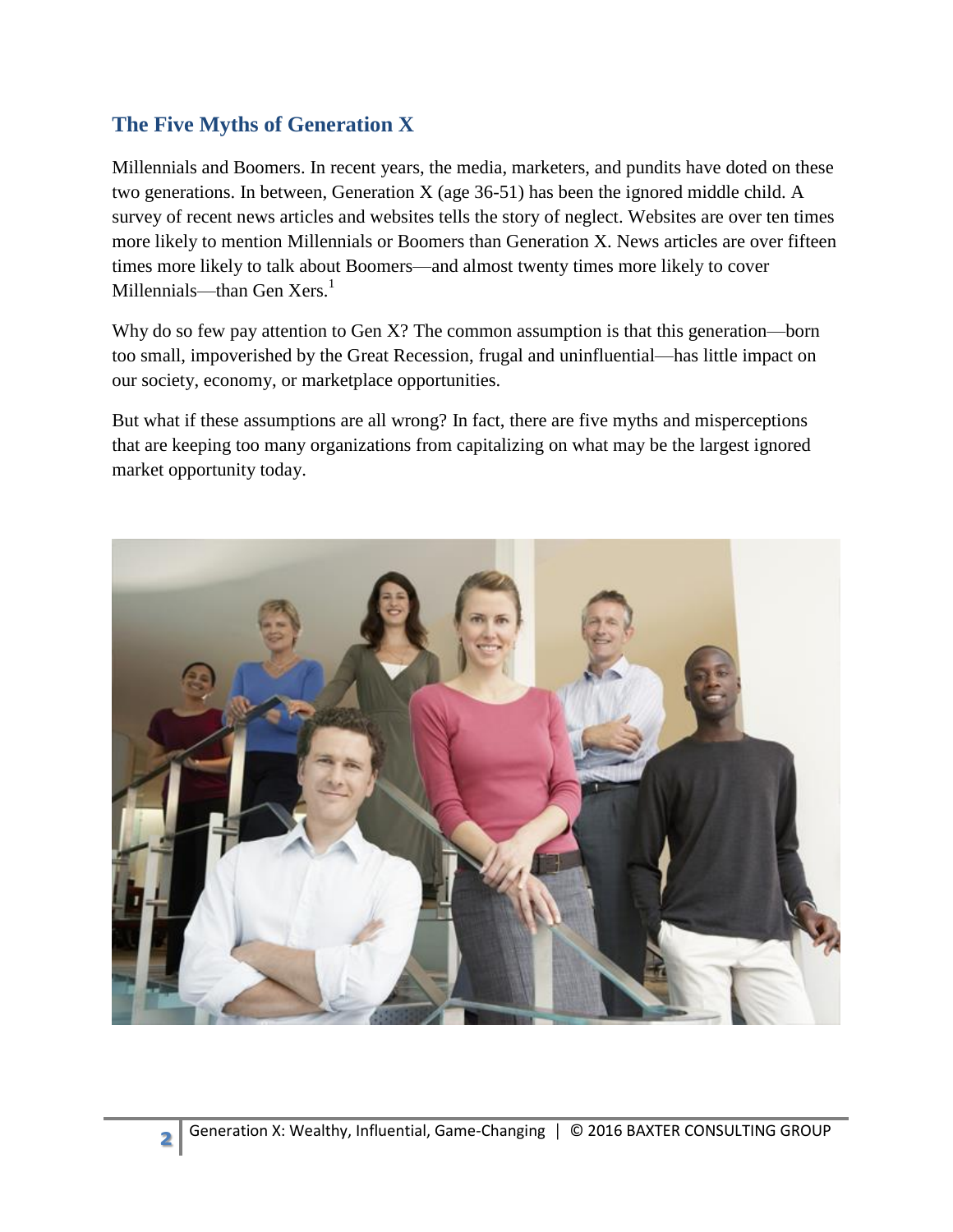## The Five Myths of Generation X

Millennials and Boomers. In recent years, the media, marketers, and pundits have doted on these two generations. In between, Generation X (age 36-51) has been the ignored middle child. A survey of recent news articles and websites tells the story of neglect. Websites are over ten times more likely to mention Millennials or Boomers than Generation X. News articles are over fifteen times more likely to talk about Boomers—and almost twenty times more likely to cover Millennials—than Gen Xers.[1]

Why do so few pay attention to Gen X? The common assumption is that this generation—born too small, impoverished by the Great Recession, frugal and uninfluential—has little impact on our society, economy, or marketplace opportunities.

But what if these assumptions are all wrong? In fact, there are five myths and misperceptions that are keeping too many organizations from capitalizing on what may be the largest ignored market opportunity today.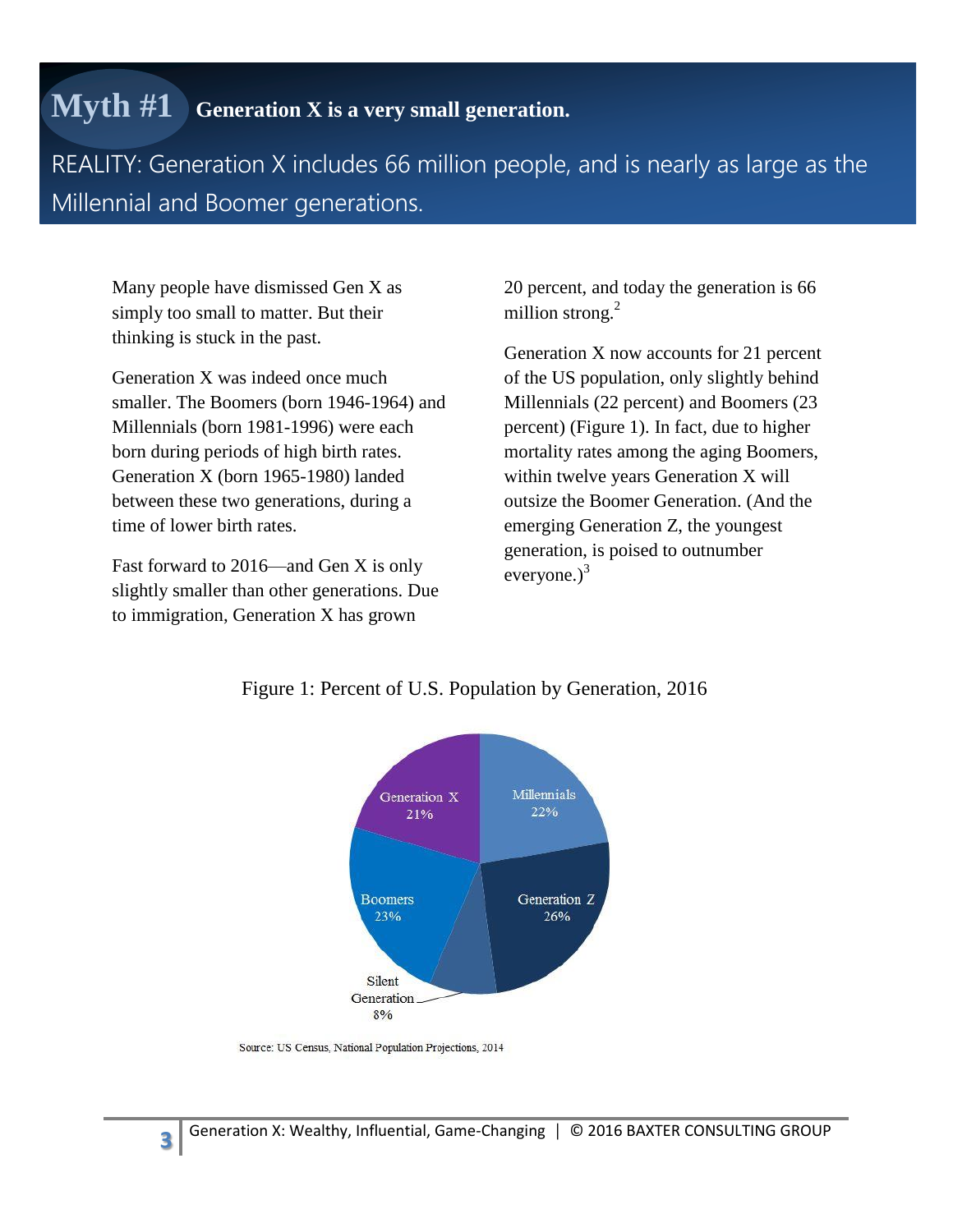# Myth #1 Generation X is a very small generation.

REALITY: Generation X includes 66 million people, and is nearly as large as the Millennial and Boomer generations.

Many people have dismissed Gen X as simply too small to matter. But their thinking is stuck in the past.

Generation X was indeed once much smaller. The Boomers (born 1946-1964) and Millennials (born 1981-1996) were each born during periods of high birth rates. Generation X (born 1965-1980) landed between these two generations, during a time of lower birth rates.

Fast forward to 2016—and Gen X is only slightly smaller than other generations. Due to immigration, Generation X has grown 20 percent, and today the generation is 66 million strong.[2]

Generation X now accounts for 21 percent of the US population, only slightly behind Millennials (22 percent) and Boomers (23 percent) (Figure 1). In fact, due to higher mortality rates among the aging Boomers, within twelve years Generation X will outsize the Boomer Generation. (And the emerging Generation Z, the youngest generation, is poised to outnumber everyone.)[3]

Figure 1: Percent of U.S. Population by Generation, 2016

| Generation | Percent |
|---|---|
| Millennials | 22% |
| Generation Z | 26% |
| Silent Generation | 8% |
| Boomers | 23% |
| Generation X | 21% |

Source: US Census, National Population Projections, 2014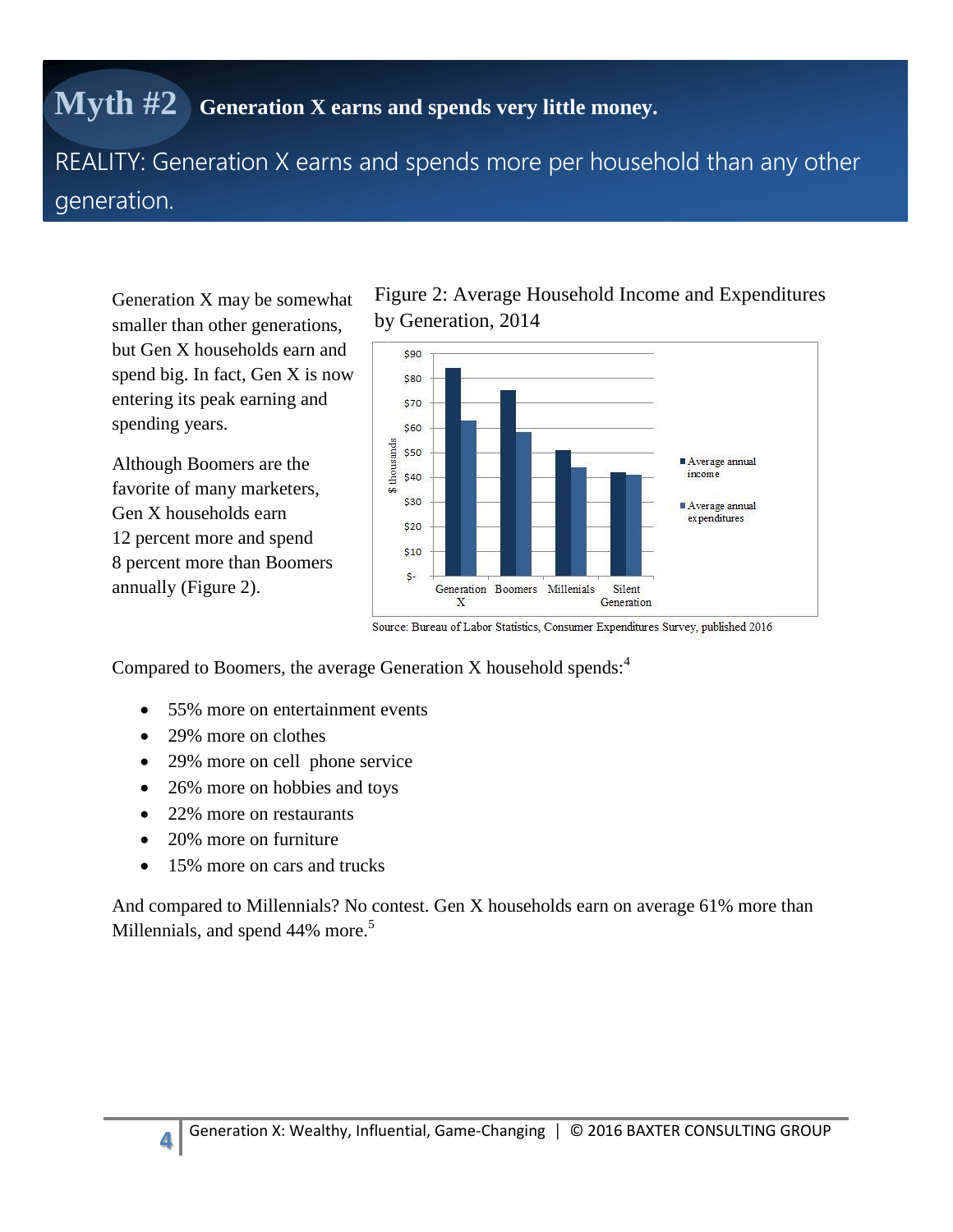# Myth #2 Generation X earns and spends very little money.

## REALITY: Generation X earns and spends more per household than any other generation.

Generation X may be somewhat smaller than other generations, but Gen X households earn and spend big. In fact, Gen X is now entering its peak earning and spending years.

Although Boomers are the favorite of many marketers, Gen X households earn 12 percent more and spend 8 percent more than Boomers annually (Figure 2).

Figure 2: Average Household Income and Expenditures by Generation, 2014

Source: Bureau of Labor Statistics, Consumer Expenditures Survey, published 2016

Compared to Boomers, the average Generation X household spends:[4]

- 55% more on entertainment events
- 29% more on clothes
- 29% more on cell phone service
- 26% more on hobbies and toys
- 22% more on restaurants
- 20% more on furniture
- 15% more on cars and trucks

And compared to Millennials? No contest. Gen X households earn on average 61% more than Millennials, and spend 44% more.[5]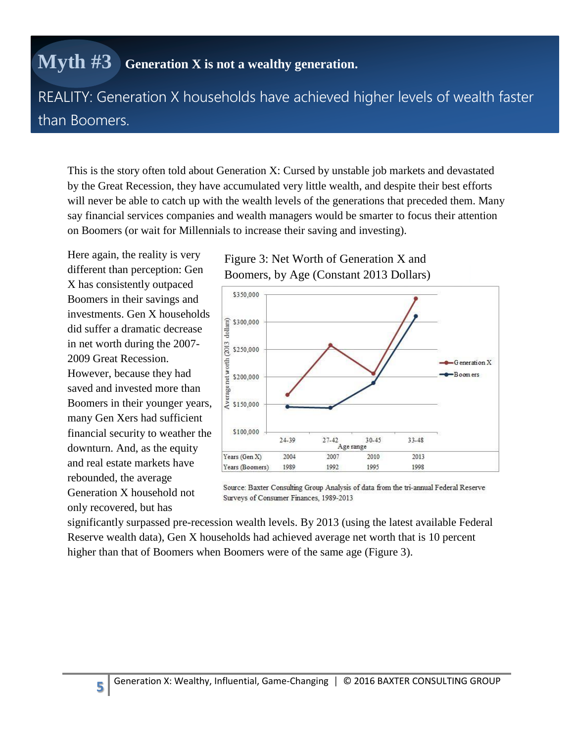# Myth #3 Generation X is not a wealthy generation.

## REALITY: Generation X households have achieved higher levels of wealth faster than Boomers.

This is the story often told about Generation X: Cursed by unstable job markets and devastated by the Great Recession, they have accumulated very little wealth, and despite their best efforts will never be able to catch up with the wealth levels of the generations that preceded them. Many say financial services companies and wealth managers would be smarter to focus their attention on Boomers (or wait for Millennials to increase their saving and investing).

Here again, the reality is very different than perception: Gen X has consistently outpaced Boomers in their savings and investments. Gen X households did suffer a dramatic decrease in net worth during the 2007-2009 Great Recession. However, because they had saved and invested more than Boomers in their younger years, many Gen Xers had sufficient financial security to weather the downturn. And, as the equity and real estate markets have rebounded, the average Generation X household not only recovered, but has significantly surpassed pre-recession wealth levels. By 2013 (using the latest available Federal Reserve wealth data), Gen X households had achieved average net worth that is 10 percent higher than that of Boomers when Boomers were of the same age (Figure 3).

Figure 3: Net Worth of Generation X and Boomers, by Age (Constant 2013 Dollars)

| Age range | 24-39 | 27-42 | 30-45 | 33-48 |
|---|---|---|---|---|
| Years (Gen X) | 2004 | 2007 | 2010 | 2013 |
| Years (Boomers) | 1989 | 1992 | 1995 | 1998 |

Source: Baxter Consulting Group Analysis of data from the tri-annual Federal Reserve Surveys of Consumer Finances, 1989-2013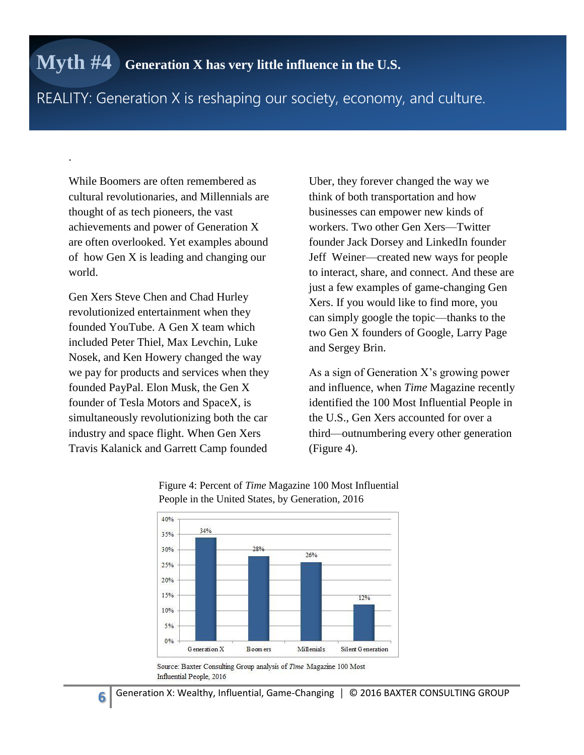# Myth #4 Generation X has very little influence in the U.S.

REALITY: Generation X is reshaping our society, economy, and culture.

While Boomers are often remembered as cultural revolutionaries, and Millennials are thought of as tech pioneers, the vast achievements and power of Generation X are often overlooked. Yet examples abound of how Gen X is leading and changing our world.

Gen Xers Steve Chen and Chad Hurley revolutionized entertainment when they founded YouTube. A Gen X team which included Peter Thiel, Max Levchin, Luke Nosek, and Ken Howery changed the way we pay for products and services when they founded PayPal. Elon Musk, the Gen X founder of Tesla Motors and SpaceX, is simultaneously revolutionizing both the car industry and space flight. When Gen Xers Travis Kalanick and Garrett Camp founded Uber, they forever changed the way we think of both transportation and how businesses can empower new kinds of workers. Two other Gen Xers—Twitter founder Jack Dorsey and LinkedIn founder Jeff Weiner—created new ways for people to interact, share, and connect. And these are just a few examples of game-changing Gen Xers. If you would like to find more, you can simply google the topic—thanks to the two Gen X founders of Google, Larry Page and Sergey Brin.

As a sign of Generation X's growing power and influence, when *Time* Magazine recently identified the 100 Most Influential People in the U.S., Gen Xers accounted for over a third—outnumbering every other generation (Figure 4).

Figure 4: Percent of *Time* Magazine 100 Most Influential People in the United States, by Generation, 2016

| Generation | Percent |
|---|---|
| Generation X | 34% |
| Boomers | 28% |
| Millenials | 26% |
| Silent Generation | 12% |

Source: Baxter Consulting Group analysis of *Time* Magazine 100 Most Influential People, 2016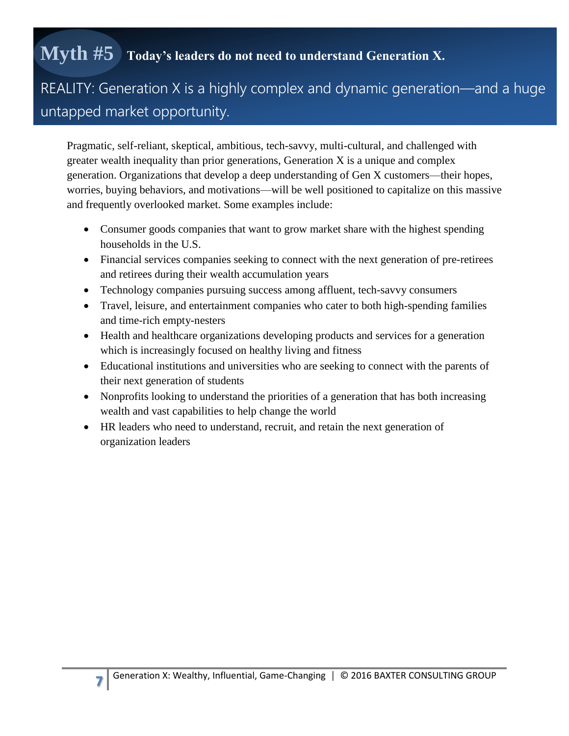## Myth #5 Today's leaders do not need to understand Generation X.

### REALITY: Generation X is a highly complex and dynamic generation—and a huge untapped market opportunity.

Pragmatic, self-reliant, skeptical, ambitious, tech-savvy, multi-cultural, and challenged with greater wealth inequality than prior generations, Generation X is a unique and complex generation. Organizations that develop a deep understanding of Gen X customers—their hopes, worries, buying behaviors, and motivations—will be well positioned to capitalize on this massive and frequently overlooked market. Some examples include:

- Consumer goods companies that want to grow market share with the highest spending households in the U.S.
- Financial services companies seeking to connect with the next generation of pre-retirees and retirees during their wealth accumulation years
- Technology companies pursuing success among affluent, tech-savvy consumers
- Travel, leisure, and entertainment companies who cater to both high-spending families and time-rich empty-nesters
- Health and healthcare organizations developing products and services for a generation which is increasingly focused on healthy living and fitness
- Educational institutions and universities who are seeking to connect with the parents of their next generation of students
- Nonprofits looking to understand the priorities of a generation that has both increasing wealth and vast capabilities to help change the world
- HR leaders who need to understand, recruit, and retain the next generation of organization leaders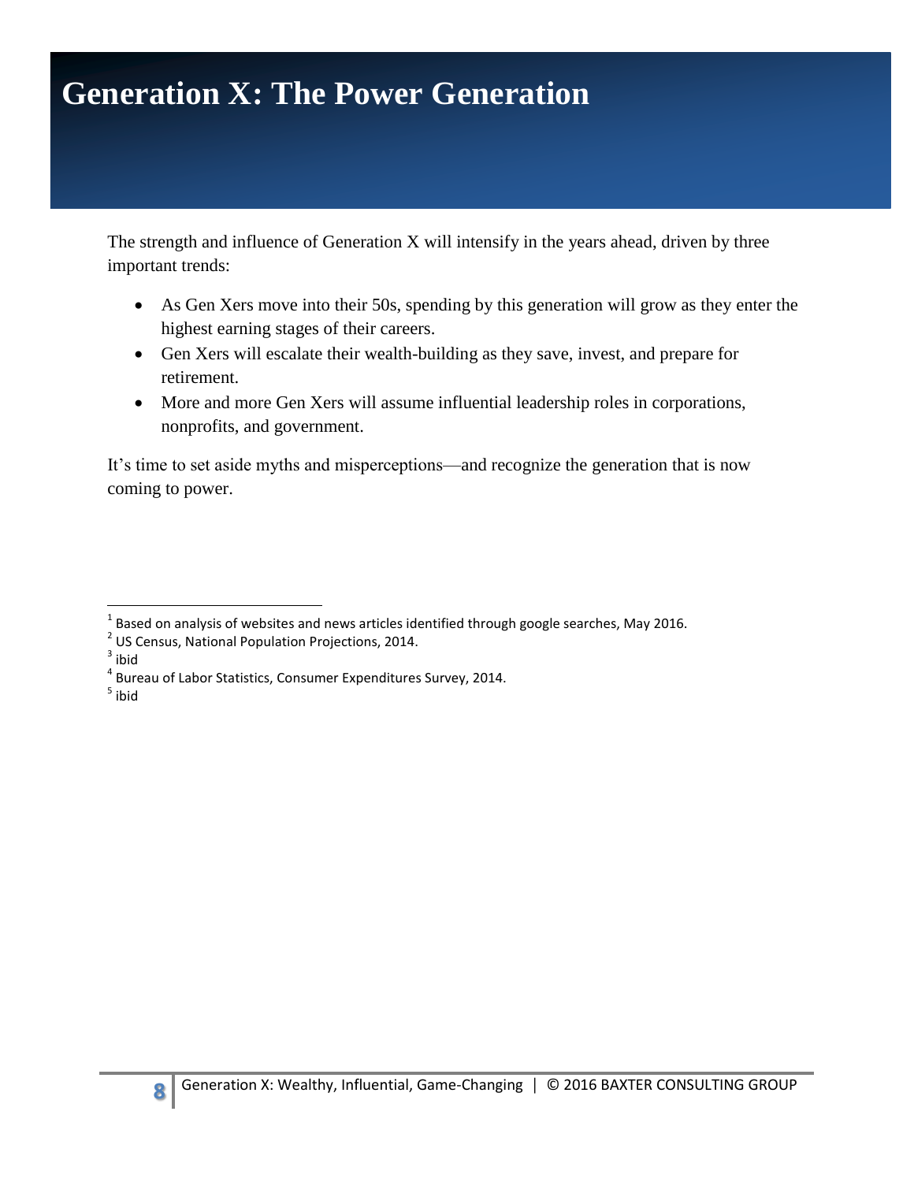# Generation X: The Power Generation

The strength and influence of Generation X will intensify in the years ahead, driven by three important trends:

- As Gen Xers move into their 50s, spending by this generation will grow as they enter the highest earning stages of their careers.
- Gen Xers will escalate their wealth-building as they save, invest, and prepare for retirement.
- More and more Gen Xers will assume influential leadership roles in corporations, nonprofits, and government.

It's time to set aside myths and misperceptions—and recognize the generation that is now coming to power.

---

[1] Based on analysis of websites and news articles identified through google searches, May 2016.
[2] US Census, National Population Projections, 2014.
[3] ibid
[4] Bureau of Labor Statistics, Consumer Expenditures Survey, 2014.
[5] ibid